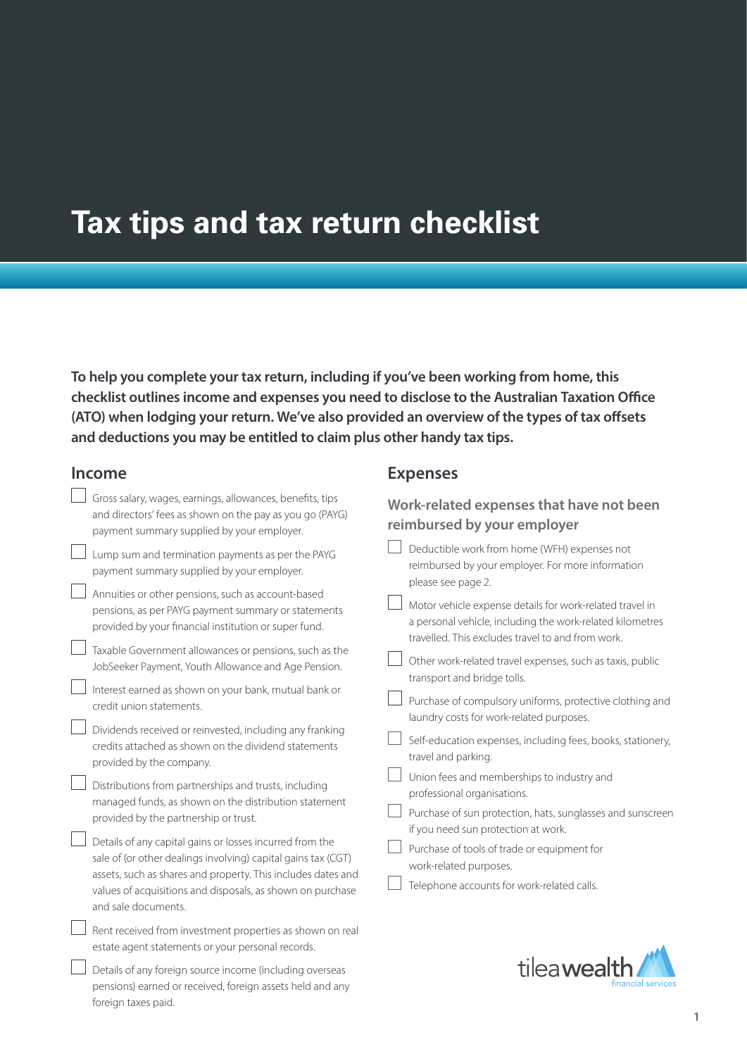# Tax tips and tax return checklist

**To help you complete your tax return, including if you've been working from home, this checklist outlines income and expenses you need to disclose to the Australian Taxation Office (ATO) when lodging your return. We've also provided an overview of the types of tax offsets and deductions you may be entitled to claim plus other handy tax tips.**

## Income

- [ ] Gross salary, wages, earnings, allowances, benefits, tips and directors' fees as shown on the pay as you go (PAYG) payment summary supplied by your employer.
- [ ] Lump sum and termination payments as per the PAYG payment summary supplied by your employer.
- [ ] Annuities or other pensions, such as account-based pensions, as per PAYG payment summary or statements provided by your financial institution or super fund.
- [ ] Taxable Government allowances or pensions, such as the JobSeeker Payment, Youth Allowance and Age Pension.
- [ ] Interest earned as shown on your bank, mutual bank or credit union statements.
- [ ] Dividends received or reinvested, including any franking credits attached as shown on the dividend statements provided by the company.
- [ ] Distributions from partnerships and trusts, including managed funds, as shown on the distribution statement provided by the partnership or trust.
- [ ] Details of any capital gains or losses incurred from the sale of (or other dealings involving) capital gains tax (CGT) assets, such as shares and property. This includes dates and values of acquisitions and disposals, as shown on purchase and sale documents.
- [ ] Rent received from investment properties as shown on real estate agent statements or your personal records.
- [ ] Details of any foreign source income (including overseas pensions) earned or received, foreign assets held and any foreign taxes paid.

## Expenses

### Work-related expenses that have not been reimbursed by your employer

- [ ] Deductible work from home (WFH) expenses not reimbursed by your employer. For more information please see page 2.
- [ ] Motor vehicle expense details for work-related travel in a personal vehicle, including the work-related kilometres travelled. This excludes travel to and from work.
- [ ] Other work-related travel expenses, such as taxis, public transport and bridge tolls.
- [ ] Purchase of compulsory uniforms, protective clothing and laundry costs for work-related purposes.
- [ ] Self-education expenses, including fees, books, stationery, travel and parking.
- [ ] Union fees and memberships to industry and professional organisations.
- [ ] Purchase of sun protection, hats, sunglasses and sunscreen if you need sun protection at work.
- [ ] Purchase of tools of trade or equipment for work-related purposes.
- [ ] Telephone accounts for work-related calls.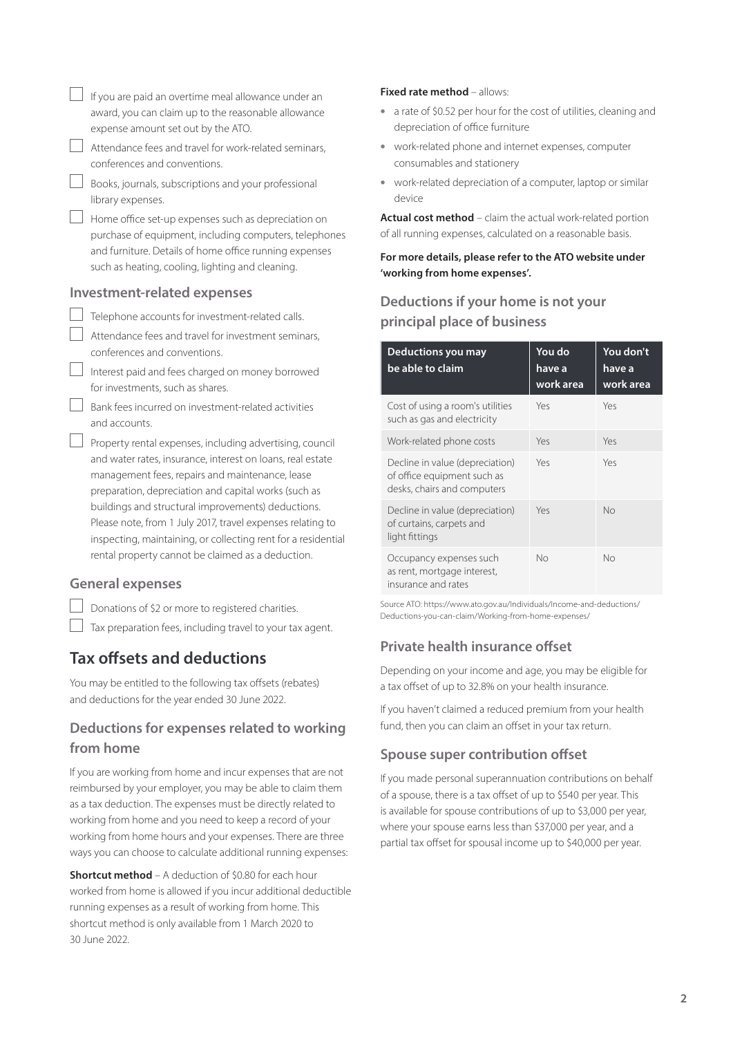- [ ] If you are paid an overtime meal allowance under an award, you can claim up to the reasonable allowance expense amount set out by the ATO.
- [ ] Attendance fees and travel for work-related seminars, conferences and conventions.
- [ ] Books, journals, subscriptions and your professional library expenses.
- [ ] Home office set-up expenses such as depreciation on purchase of equipment, including computers, telephones and furniture. Details of home office running expenses such as heating, cooling, lighting and cleaning.

### Investment-related expenses

- [ ] Telephone accounts for investment-related calls.
- [ ] Attendance fees and travel for investment seminars, conferences and conventions.
- [ ] Interest paid and fees charged on money borrowed for investments, such as shares.
- [ ] Bank fees incurred on investment-related activities and accounts.
- [ ] Property rental expenses, including advertising, council and water rates, insurance, interest on loans, real estate management fees, repairs and maintenance, lease preparation, depreciation and capital works (such as buildings and structural improvements) deductions. Please note, from 1 July 2017, travel expenses relating to inspecting, maintaining, or collecting rent for a residential rental property cannot be claimed as a deduction.

### General expenses

- [ ] Donations of $2 or more to registered charities.
- [ ] Tax preparation fees, including travel to your tax agent.

## Tax offsets and deductions

You may be entitled to the following tax offsets (rebates) and deductions for the year ended 30 June 2022.

### Deductions for expenses related to working from home

If you are working from home and incur expenses that are not reimbursed by your employer, you may be able to claim them as a tax deduction. The expenses must be directly related to working from home and you need to keep a record of your working from home hours and your expenses. There are three ways you can choose to calculate additional running expenses:

**Shortcut method** – A deduction of $0.80 for each hour worked from home is allowed if you incur additional deductible running expenses as a result of working from home. This shortcut method is only available from 1 March 2020 to 30 June 2022.

**Fixed rate method** – allows:

- a rate of $0.52 per hour for the cost of utilities, cleaning and depreciation of office furniture
- work-related phone and internet expenses, computer consumables and stationery
- work-related depreciation of a computer, laptop or similar device

**Actual cost method** – claim the actual work-related portion of all running expenses, calculated on a reasonable basis.

**For more details, please refer to the ATO website under 'working from home expenses'.**

### Deductions if your home is not your principal place of business

| Deductions you may be able to claim | You do have a work area | You don't have a work area |
|---|---|---|
| Cost of using a room's utilities such as gas and electricity | Yes | Yes |
| Work-related phone costs | Yes | Yes |
| Decline in value (depreciation) of office equipment such as desks, chairs and computers | Yes | Yes |
| Decline in value (depreciation) of curtains, carpets and light fittings | Yes | No |
| Occupancy expenses such as rent, mortgage interest, insurance and rates | No | No |

Source ATO: https://www.ato.gov.au/Individuals/Income-and-deductions/Deductions-you-can-claim/Working-from-home-expenses/

### Private health insurance offset

Depending on your income and age, you may be eligible for a tax offset of up to 32.8% on your health insurance.

If you haven't claimed a reduced premium from your health fund, then you can claim an offset in your tax return.

### Spouse super contribution offset

If you made personal superannuation contributions on behalf of a spouse, there is a tax offset of up to $540 per year. This is available for spouse contributions of up to $3,000 per year, where your spouse earns less than $37,000 per year, and a partial tax offset for spousal income up to $40,000 per year.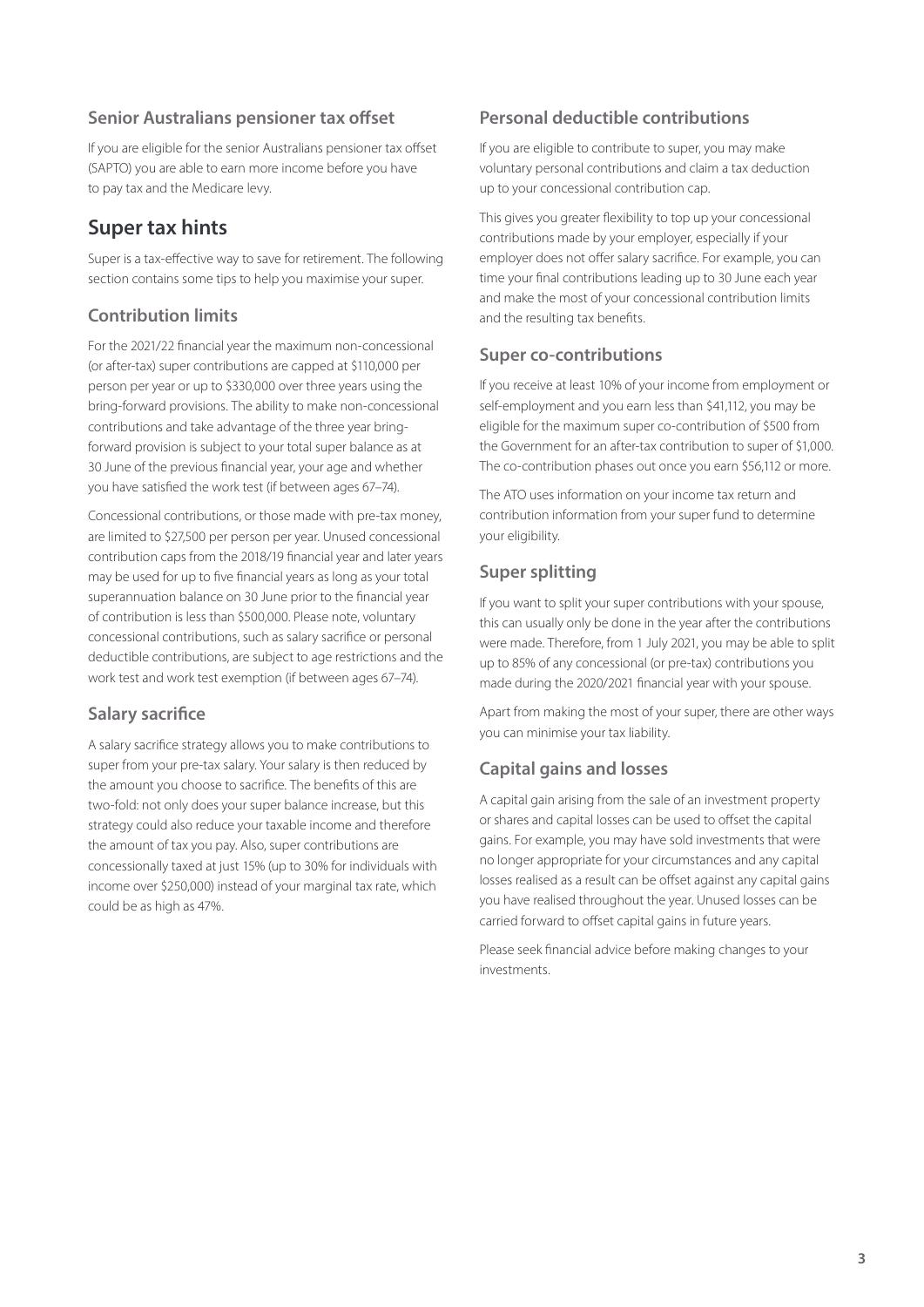### Senior Australians pensioner tax offset

If you are eligible for the senior Australians pensioner tax offset (SAPTO) you are able to earn more income before you have to pay tax and the Medicare levy.

## Super tax hints

Super is a tax-effective way to save for retirement. The following section contains some tips to help you maximise your super.

### Contribution limits

For the 2021/22 financial year the maximum non-concessional (or after-tax) super contributions are capped at $110,000 per person per year or up to $330,000 over three years using the bring-forward provisions. The ability to make non-concessional contributions and take advantage of the three year bring-forward provision is subject to your total super balance as at 30 June of the previous financial year, your age and whether you have satisfied the work test (if between ages 67–74).

Concessional contributions, or those made with pre-tax money, are limited to $27,500 per person per year. Unused concessional contribution caps from the 2018/19 financial year and later years may be used for up to five financial years as long as your total superannuation balance on 30 June prior to the financial year of contribution is less than $500,000. Please note, voluntary concessional contributions, such as salary sacrifice or personal deductible contributions, are subject to age restrictions and the work test and work test exemption (if between ages 67–74).

### Salary sacrifice

A salary sacrifice strategy allows you to make contributions to super from your pre-tax salary. Your salary is then reduced by the amount you choose to sacrifice. The benefits of this are two-fold: not only does your super balance increase, but this strategy could also reduce your taxable income and therefore the amount of tax you pay. Also, super contributions are concessionally taxed at just 15% (up to 30% for individuals with income over $250,000) instead of your marginal tax rate, which could be as high as 47%.

### Personal deductible contributions

If you are eligible to contribute to super, you may make voluntary personal contributions and claim a tax deduction up to your concessional contribution cap.

This gives you greater flexibility to top up your concessional contributions made by your employer, especially if your employer does not offer salary sacrifice. For example, you can time your final contributions leading up to 30 June each year and make the most of your concessional contribution limits and the resulting tax benefits.

### Super co-contributions

If you receive at least 10% of your income from employment or self-employment and you earn less than $41,112, you may be eligible for the maximum super co-contribution of $500 from the Government for an after-tax contribution to super of $1,000. The co-contribution phases out once you earn $56,112 or more.

The ATO uses information on your income tax return and contribution information from your super fund to determine your eligibility.

### Super splitting

If you want to split your super contributions with your spouse, this can usually only be done in the year after the contributions were made. Therefore, from 1 July 2021, you may be able to split up to 85% of any concessional (or pre-tax) contributions you made during the 2020/2021 financial year with your spouse.

Apart from making the most of your super, there are other ways you can minimise your tax liability.

### Capital gains and losses

A capital gain arising from the sale of an investment property or shares and capital losses can be used to offset the capital gains. For example, you may have sold investments that were no longer appropriate for your circumstances and any capital losses realised as a result can be offset against any capital gains you have realised throughout the year. Unused losses can be carried forward to offset capital gains in future years.

Please seek financial advice before making changes to your investments.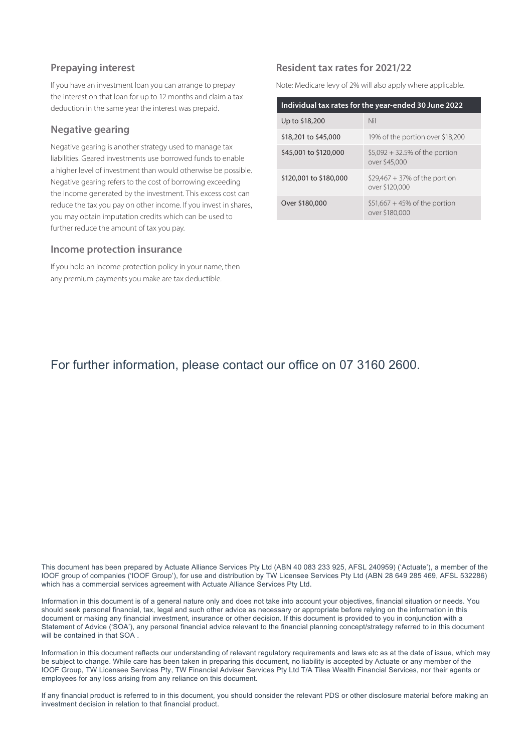## Prepaying interest

If you have an investment loan you can arrange to prepay the interest on that loan for up to 12 months and claim a tax deduction in the same year the interest was prepaid.

## Negative gearing

Negative gearing is another strategy used to manage tax liabilities. Geared investments use borrowed funds to enable a higher level of investment than would otherwise be possible. Negative gearing refers to the cost of borrowing exceeding the income generated by the investment. This excess cost can reduce the tax you pay on other income. If you invest in shares, you may obtain imputation credits which can be used to further reduce the amount of tax you pay.

## Income protection insurance

If you hold an income protection policy in your name, then any premium payments you make are tax deductible.

## Resident tax rates for 2021/22

Note: Medicare levy of 2% will also apply where applicable.

| Individual tax rates for the year-ended 30 June 2022 | |
|---|---|
| Up to $18,200 | Nil |
| $18,201 to $45,000 | 19% of the portion over $18,200 |
| $45,001 to $120,000 | $5,092 + 32.5% of the portion over $45,000 |
| $120,001 to $180,000 | $29,467 + 37% of the portion over $120,000 |
| Over $180,000 | $51,667 + 45% of the portion over $180,000 |

For further information, please contact our office on 07 3160 2600.

This document has been prepared by Actuate Alliance Services Pty Ltd (ABN 40 083 233 925, AFSL 240959) ('Actuate'), a member of the IOOF group of companies ('IOOF Group'), for use and distribution by TW Licensee Services Pty Ltd (ABN 28 649 285 469, AFSL 532286) which has a commercial services agreement with Actuate Alliance Services Pty Ltd.

Information in this document is of a general nature only and does not take into account your objectives, financial situation or needs. You should seek personal financial, tax, legal and such other advice as necessary or appropriate before relying on the information in this document or making any financial investment, insurance or other decision. If this document is provided to you in conjunction with a Statement of Advice ('SOA'), any personal financial advice relevant to the financial planning concept/strategy referred to in this document will be contained in that SOA .

Information in this document reflects our understanding of relevant regulatory requirements and laws etc as at the date of issue, which may be subject to change. While care has been taken in preparing this document, no liability is accepted by Actuate or any member of the IOOF Group, TW Licensee Services Pty, TW Financial Adviser Services Pty Ltd T/A Tilea Wealth Financial Services, nor their agents or employees for any loss arising from any reliance on this document.

If any financial product is referred to in this document, you should consider the relevant PDS or other disclosure material before making an investment decision in relation to that financial product.